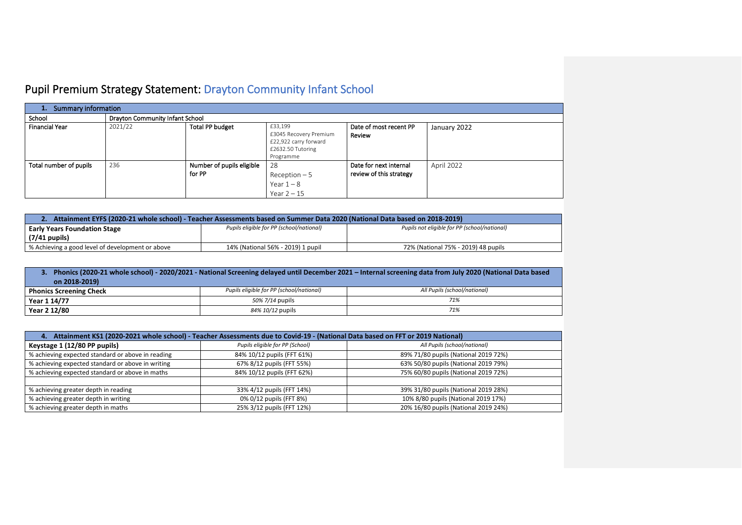# Pupil Premium Strategy Statement: Drayton Community Infant School

| 1. Summary information | | | | | |
|---|---|---|---|---|---|
| School | Drayton Community Infant School | | | | |
| Financial Year | 2021/22 | Total PP budget | £33,199<br>£3045 Recovery Premium<br>£22,922 carry forward<br>£2632.50 Tutoring Programme | Date of most recent PP Review | January 2022 |
| Total number of pupils | 236 | Number of pupils eligible for PP | 28<br>Reception – 5<br>Year 1 – 8<br>Year 2 – 15 | Date for next internal review of this strategy | April 2022 |

| 2. Attainment EYFS (2020-21 whole school) - Teacher Assessments based on Summer Data 2020 (National Data based on 2018-2019) | | |
|---|---|---|
| **Early Years Foundation Stage (7/41 pupils)** | *Pupils eligible for PP (school/national)* | *Pupils not eligible for PP (school/national)* |
| % Achieving a good level of development or above | 14% (National 56% - 2019) 1 pupil | 72% (National 75% - 2019) 48 pupils |

| 3. Phonics (2020-21 whole school) - 2020/2021 - National Screening delayed until December 2021 – Internal screening data from July 2020 (National Data based on 2018-2019) | | |
|---|---|---|
| **Phonics Screening Check** | *Pupils eligible for PP (school/national)* | *All Pupils (school/national)* |
| **Year 1 14/77** | *50% 7/14* pupils | *71%* |
| **Year 2 12/80** | *84% 10/12* pupils | *71%* |

| 4. Attainment KS1 (2020-2021 whole school) - Teacher Assessments due to Covid-19 - (National Data based on FFT or 2019 National) | | |
|---|---|---|
| **Keystage 1 (12/80 PP pupils)** | *Pupils eligible for PP (School)* | *All Pupils (school/national)* |
| % achieving expected standard or above in reading | 84% 10/12 pupils (FFT 61%) | 89% 71/80 pupils (National 2019 72%) |
| % achieving expected standard or above in writing | 67% 8/12 pupils (FFT 55%) | 63% 50/80 pupils (National 2019 79%) |
| % achieving expected standard or above in maths | 84% 10/12 pupils (FFT 62%) | 75% 60/80 pupils (National 2019 72%) |
| | | |
| % achieving greater depth in reading | 33% 4/12 pupils (FFT 14%) | 39% 31/80 pupils (National 2019 28%) |
| % achieving greater depth in writing | 0% 0/12 pupils (FFT 8%) | 10% 8/80 pupils (National 2019 17%) |
| % achieving greater depth in maths | 25% 3/12 pupils (FFT 12%) | 20% 16/80 pupils (National 2019 24%) |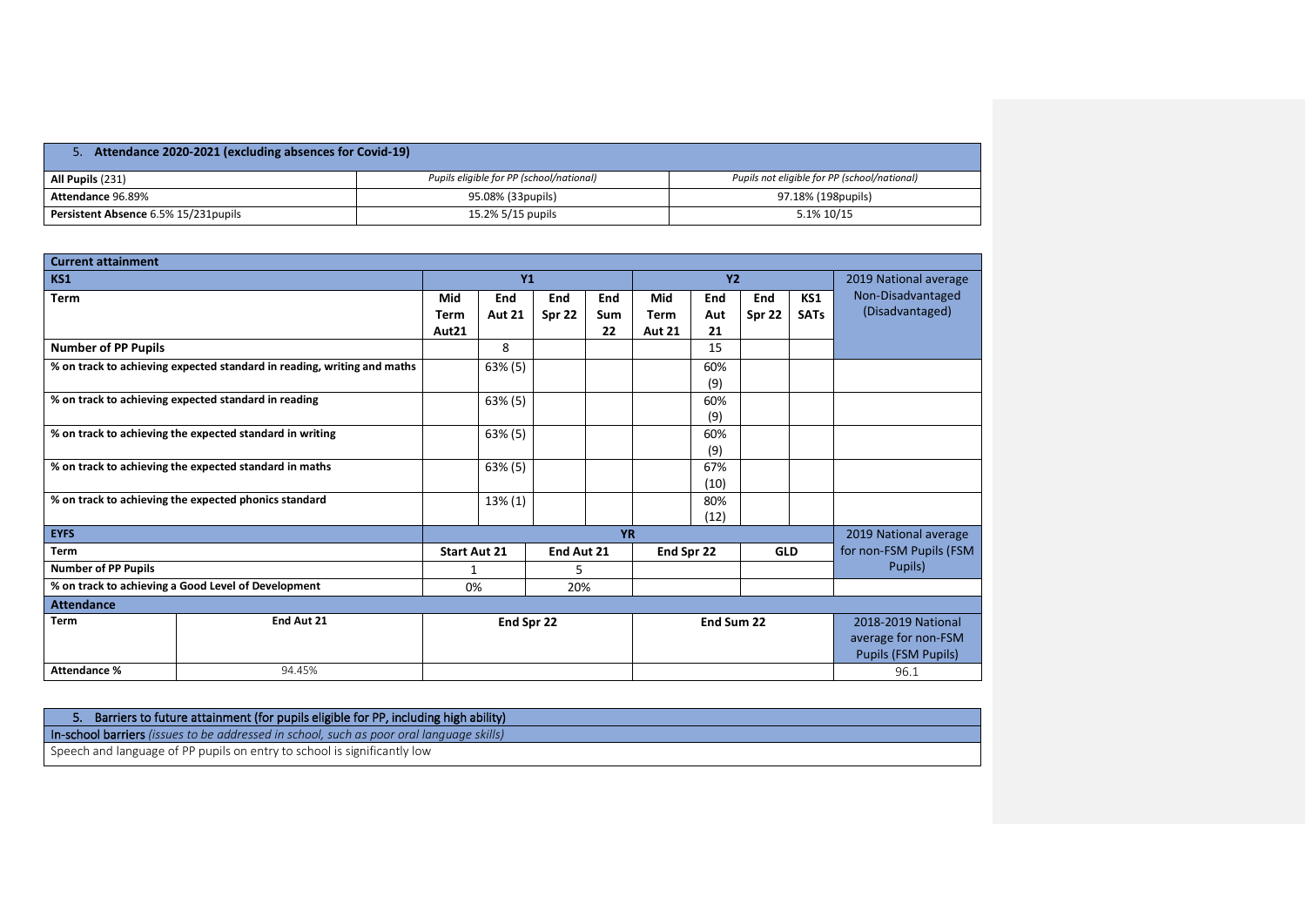| 5. **Attendance 2020-2021 (excluding absences for Covid-19)** | | |
|---|---|---|
| **All Pupils** (231) | *Pupils eligible for PP (school/national)* | *Pupils not eligible for PP (school/national)* |
| **Attendance** 96.89% | 95.08% (33pupils) | 97.18% (198pupils) |
| **Persistent Absence** 6.5% 15/231pupils | 15.2% 5/15 pupils | 5.1% 10/15 |

| **Current attainment** | | | | | | | | | |
|---|---|---|---|---|---|---|---|---|---|
| **KS1** | **Y1** | | | | **Y2** | | | | 2019 National average Non-Disadvantaged (Disadvantaged) |
| **Term** | **Mid Term Aut21** | **End Aut 21** | **End Spr 22** | **End Sum 22** | **Mid Term Aut 21** | **End Aut 21** | **End Spr 22** | **KS1 SATs** | |
| **Number of PP Pupils** | | 8 | | | | 15 | | | |
| **% on track to achieving expected standard in reading, writing and maths** | | 63% (5) | | | | 60% (9) | | | |
| **% on track to achieving expected standard in reading** | | 63% (5) | | | | 60% (9) | | | |
| **% on track to achieving the expected standard in writing** | | 63% (5) | | | | 60% (9) | | | |
| **% on track to achieving the expected standard in maths** | | 63% (5) | | | | 67% (10) | | | |
| **% on track to achieving the expected phonics standard** | | 13% (1) | | | | 80% (12) | | | |

| **EYFS** | **YR** | | | | 2019 National average for non-FSM Pupils (FSM Pupils) |
|---|---|---|---|---|---|
| **Term** | **Start Aut 21** | **End Aut 21** | **End Spr 22** | **GLD** | |
| **Number of PP Pupils** | 1 | 5 | | | |
| **% on track to achieving a Good Level of Development** | 0% | 20% | | | |

| **Attendance** | | | | |
|---|---|---|---|---|
| **Term** | **End Aut 21** | **End Spr 22** | **End Sum 22** | 2018-2019 National average for non-FSM Pupils (FSM Pupils) |
| **Attendance %** | 94.45% | | | 96.1 |

| 5. **Barriers to future attainment (for pupils eligible for PP, including high ability)** |
|---|
| **In-school barriers** *(issues to be addressed in school, such as poor oral language skills)* |
| Speech and language of PP pupils on entry to school is significantly low |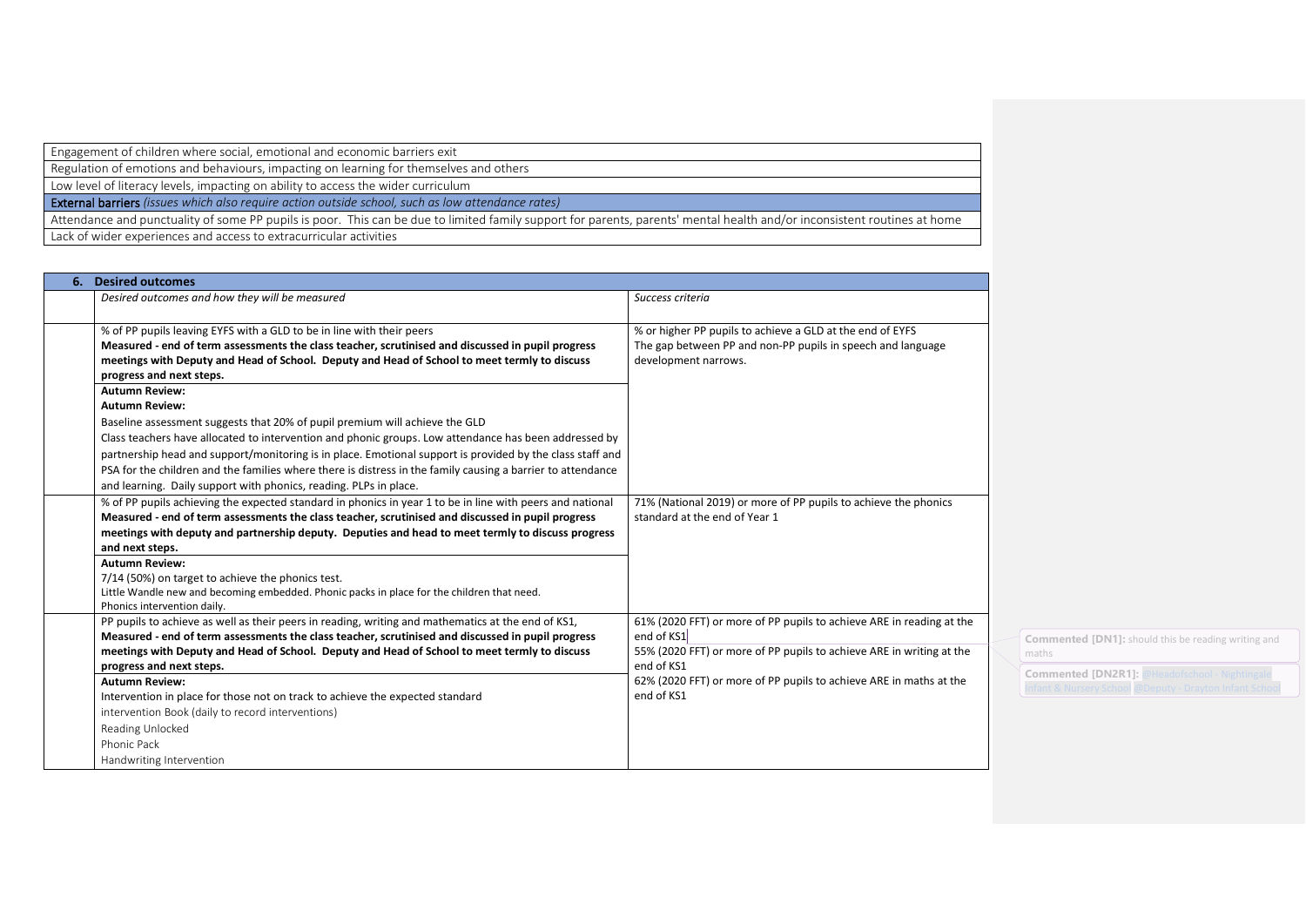| |
|---|
| Engagement of children where social, emotional and economic barriers exit |
| Regulation of emotions and behaviours, impacting on learning for themselves and others |
| Low level of literacy levels, impacting on ability to access the wider curriculum |
| **External barriers** *(issues which also require action outside school, such as low attendance rates)* |
| Attendance and punctuality of some PP pupils is poor. This can be due to limited family support for parents, parents' mental health and/or inconsistent routines at home |
| Lack of wider experiences and access to extracurricular activities |

| **6. Desired outcomes** | | |
|---|---|---|
| | *Desired outcomes and how they will be measured* | *Success criteria* |
| | % of PP pupils leaving EYFS with a GLD to be in line with their peers<br>**Measured - end of term assessments the class teacher, scrutinised and discussed in pupil progress meetings with Deputy and Head of School. Deputy and Head of School to meet termly to discuss progress and next steps.**<br>**Autumn Review:**<br>**Autumn Review:**<br>Baseline assessment suggests that 20% of pupil premium will achieve the GLD<br>Class teachers have allocated to intervention and phonic groups. Low attendance has been addressed by partnership head and support/monitoring is in place. Emotional support is provided by the class staff and PSA for the children and the families where there is distress in the family causing a barrier to attendance and learning. Daily support with phonics, reading. PLPs in place. | % or higher PP pupils to achieve a GLD at the end of EYFS<br>The gap between PP and non-PP pupils in speech and language development narrows. |
| | % of PP pupils achieving the expected standard in phonics in year 1 to be in line with peers and national<br>**Measured - end of term assessments the class teacher, scrutinised and discussed in pupil progress meetings with deputy and partnership deputy. Deputies and head to meet termly to discuss progress and next steps.**<br>**Autumn Review:**<br>7/14 (50%) on target to achieve the phonics test.<br>Little Wandle new and becoming embedded. Phonic packs in place for the children that need.<br>Phonics intervention daily. | 71% (National 2019) or more of PP pupils to achieve the phonics standard at the end of Year 1 |
| | PP pupils to achieve as well as their peers in reading, writing and mathematics at the end of KS1,<br>**Measured - end of term assessments the class teacher, scrutinised and discussed in pupil progress meetings with Deputy and Head of School. Deputy and Head of School to meet termly to discuss progress and next steps.**<br>**Autumn Review:**<br>Intervention in place for those not on track to achieve the expected standard<br>intervention Book (daily to record interventions)<br>Reading Unlocked<br>Phonic Pack<br>Handwriting Intervention | 61% (2020 FFT) or more of PP pupils to achieve ARE in reading at the end of KS1<br>55% (2020 FFT) or more of PP pupils to achieve ARE in writing at the end of KS1<br>62% (2020 FFT) or more of PP pupils to achieve ARE in maths at the end of KS1 |

**Commented [DN1]:** should this be reading writing and maths

**Commented [DN2R1]:** @Headofschool - Nightingale Infant & Nursery School @Deputy - Drayton Infant School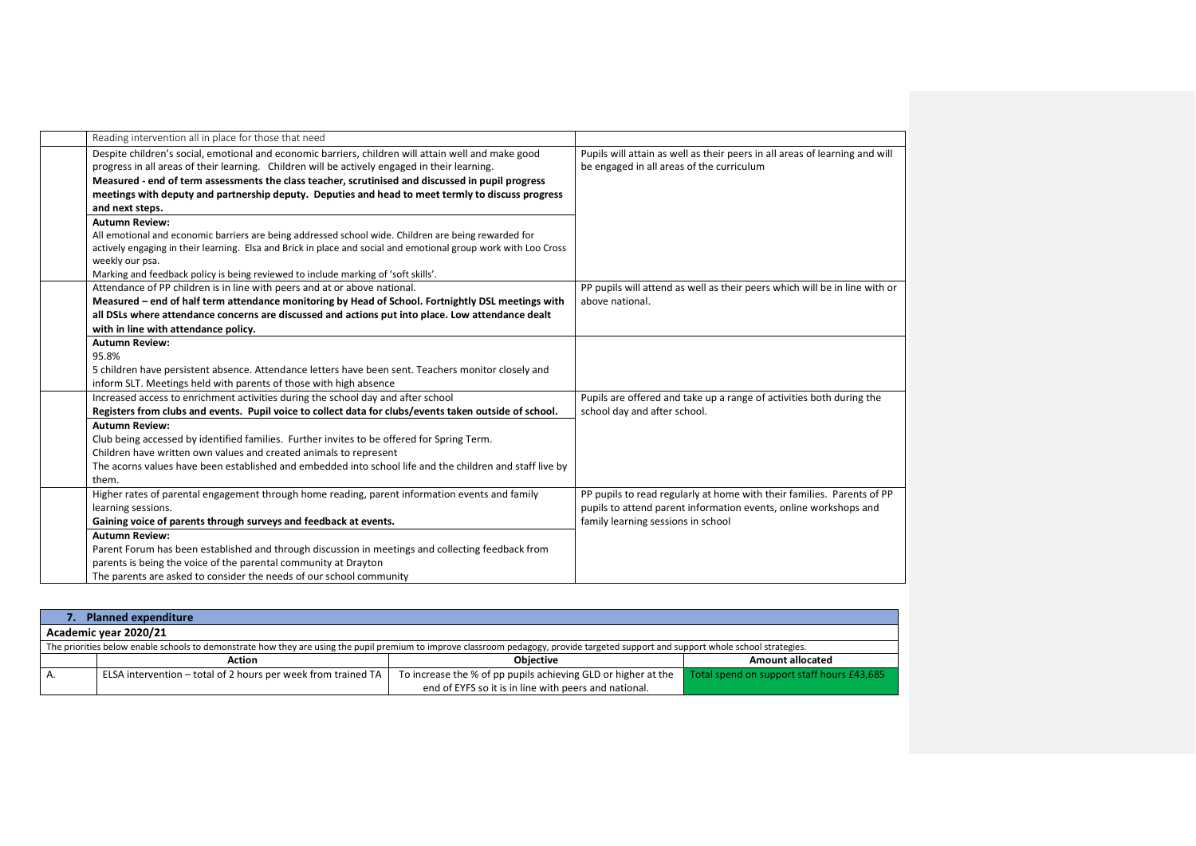| | | |
|---|---|---|
| | Reading intervention all in place for those that need | |
| | Despite children's social, emotional and economic barriers, children will attain well and make good progress in all areas of their learning. Children will be actively engaged in their learning.<br>**Measured - end of term assessments the class teacher, scrutinised and discussed in pupil progress meetings with deputy and partnership deputy. Deputies and head to meet termly to discuss progress and next steps.**<br>**Autumn Review:**<br>All emotional and economic barriers are being addressed school wide. Children are being rewarded for actively engaging in their learning. Elsa and Brick in place and social and emotional group work with Loo Cross weekly our psa.<br>Marking and feedback policy is being reviewed to include marking of 'soft skills'. | Pupils will attain as well as their peers in all areas of learning and will be engaged in all areas of the curriculum |
| | Attendance of PP children is in line with peers and at or above national.<br>**Measured – end of half term attendance monitoring by Head of School. Fortnightly DSL meetings with all DSLs where attendance concerns are discussed and actions put into place. Low attendance dealt with in line with attendance policy.** | PP pupils will attend as well as their peers which will be in line with or above national. |
| | **Autumn Review:**<br>95.8%<br>5 children have persistent absence. Attendance letters have been sent. Teachers monitor closely and inform SLT. Meetings held with parents of those with high absence | |
| | Increased access to enrichment activities during the school day and after school<br>**Registers from clubs and events. Pupil voice to collect data for clubs/events taken outside of school.**<br>**Autumn Review:**<br>Club being accessed by identified families. Further invites to be offered for Spring Term.<br>Children have written own values and created animals to represent<br>The acorns values have been established and embedded into school life and the children and staff live by them. | Pupils are offered and take up a range of activities both during the school day and after school. |
| | Higher rates of parental engagement through home reading, parent information events and family learning sessions.<br>**Gaining voice of parents through surveys and feedback at events.**<br>**Autumn Review:**<br>Parent Forum has been established and through discussion in meetings and collecting feedback from parents is being the voice of the parental community at Drayton<br>The parents are asked to consider the needs of our school community | PP pupils to read regularly at home with their families. Parents of PP pupils to attend parent information events, online workshops and family learning sessions in school |

| **7. Planned expenditure** | | | |
|---|---|---|---|
| **Academic year 2020/21** | | | |
| The priorities below enable schools to demonstrate how they are using the pupil premium to improve classroom pedagogy, provide targeted support and support whole school strategies. | | | |
| | **Action** | **Objective** | **Amount allocated** |
| A. | ELSA intervention – total of 2 hours per week from trained TA | To increase the % of pp pupils achieving GLD or higher at the end of EYFS so it is in line with peers and national. | Total spend on support staff hours £43,685 |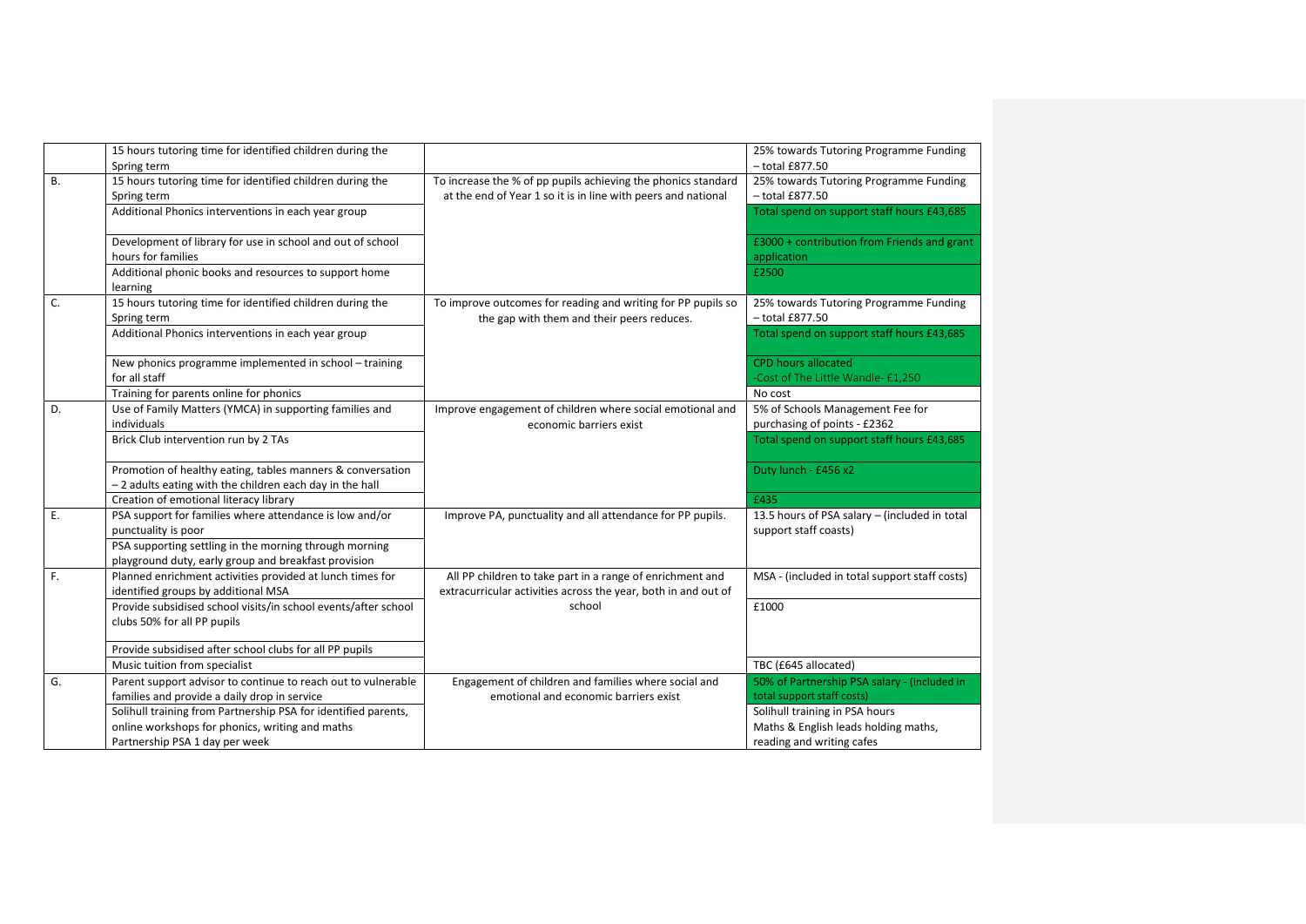| | | | |
|---|---|---|---|
| | 15 hours tutoring time for identified children during the Spring term | | 25% towards Tutoring Programme Funding – total £877.50 |
| B. | 15 hours tutoring time for identified children during the Spring term | To increase the % of pp pupils achieving the phonics standard at the end of Year 1 so it is in line with peers and national | 25% towards Tutoring Programme Funding – total £877.50 |
| | Additional Phonics interventions in each year group | | Total spend on support staff hours £43,685 |
| | Development of library for use in school and out of school hours for families | | £3000 + contribution from Friends and grant application |
| | Additional phonic books and resources to support home learning | | £2500 |
| C. | 15 hours tutoring time for identified children during the Spring term | To improve outcomes for reading and writing for PP pupils so the gap with them and their peers reduces. | 25% towards Tutoring Programme Funding – total £877.50 |
| | Additional Phonics interventions in each year group | | Total spend on support staff hours £43,685 |
| | New phonics programme implemented in school – training for all staff | | CPD hours allocated<br>-Cost of The Little Wandle- £1,250 |
| | Training for parents online for phonics | | No cost |
| D. | Use of Family Matters (YMCA) in supporting families and individuals | Improve engagement of children where social emotional and economic barriers exist | 5% of Schools Management Fee for purchasing of points - £2362 |
| | Brick Club intervention run by 2 TAs | | Total spend on support staff hours £43,685 |
| | Promotion of healthy eating, tables manners & conversation – 2 adults eating with the children each day in the hall | | Duty lunch - £456 x2 |
| | Creation of emotional literacy library | | £435 |
| E. | PSA support for families where attendance is low and/or punctuality is poor | Improve PA, punctuality and all attendance for PP pupils. | 13.5 hours of PSA salary – (included in total support staff coasts) |
| | PSA supporting settling in the morning through morning playground duty, early group and breakfast provision | | |
| F. | Planned enrichment activities provided at lunch times for identified groups by additional MSA | All PP children to take part in a range of enrichment and extracurricular activities across the year, both in and out of school | MSA - (included in total support staff costs) |
| | Provide subsidised school visits/in school events/after school clubs 50% for all PP pupils | | £1000 |
| | Provide subsidised after school clubs for all PP pupils | | |
| | Music tuition from specialist | | TBC (£645 allocated) |
| G. | Parent support advisor to continue to reach out to vulnerable families and provide a daily drop in service | Engagement of children and families where social and emotional and economic barriers exist | 50% of Partnership PSA salary - (included in total support staff costs) |
| | Solihull training from Partnership PSA for identified parents, online workshops for phonics, writing and maths<br>Partnership PSA 1 day per week | | Solihull training in PSA hours<br>Maths & English leads holding maths, reading and writing cafes |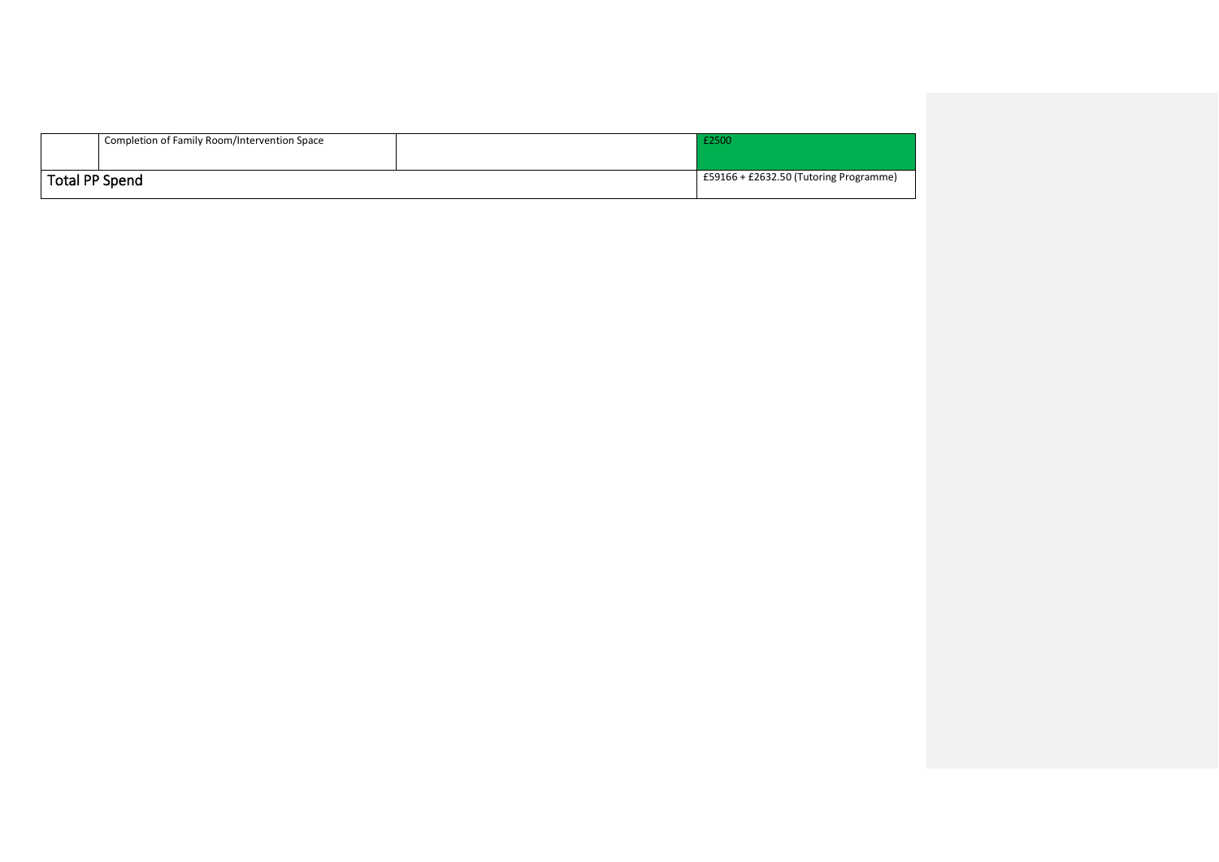| | | | |
|---|---|---|---|
| | Completion of Family Room/Intervention Space | | £2500 |
| Total PP Spend | | | £59166 + £2632.50 (Tutoring Programme) |